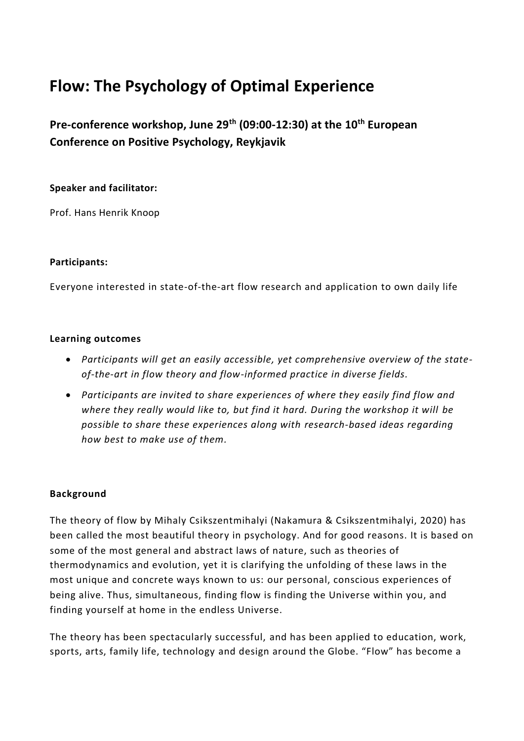# Flow: The Psychology of Optimal Experience

## Pre-conference workshop, June 29th (09:00-12:30) at the 10th European Conference on Positive Psychology, Reykjavik

**Speaker and facilitator:**

Prof. Hans Henrik Knoop

**Participants:**

Everyone interested in state-of-the-art flow research and application to own daily life

**Learning outcomes**

- *Participants will get an easily accessible, yet comprehensive overview of the state-of-the-art in flow theory and flow-informed practice in diverse fields.*
- *Participants are invited to share experiences of where they easily find flow and where they really would like to, but find it hard. During the workshop it will be possible to share these experiences along with research-based ideas regarding how best to make use of them.*

**Background**

The theory of flow by Mihaly Csikszentmihalyi (Nakamura & Csikszentmihalyi, 2020) has been called the most beautiful theory in psychology. And for good reasons. It is based on some of the most general and abstract laws of nature, such as theories of thermodynamics and evolution, yet it is clarifying the unfolding of these laws in the most unique and concrete ways known to us: our personal, conscious experiences of being alive. Thus, simultaneous, finding flow is finding the Universe within you, and finding yourself at home in the endless Universe.

The theory has been spectacularly successful, and has been applied to education, work, sports, arts, family life, technology and design around the Globe. "Flow" has become a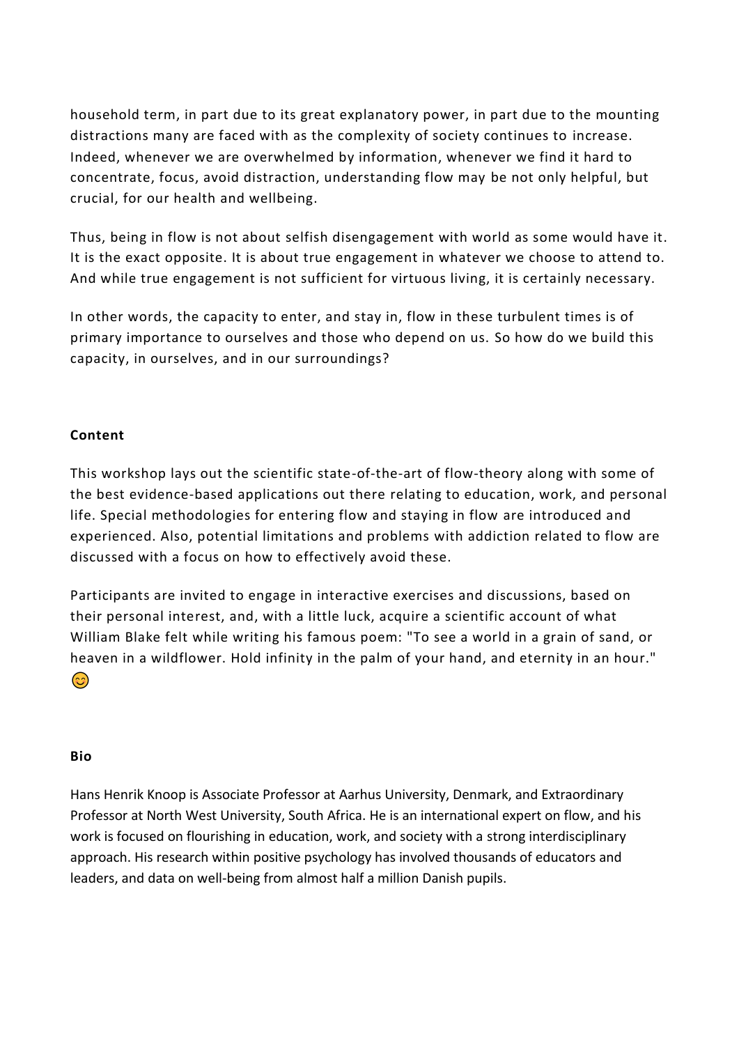household term, in part due to its great explanatory power, in part due to the mounting distractions many are faced with as the complexity of society continues to increase. Indeed, whenever we are overwhelmed by information, whenever we find it hard to concentrate, focus, avoid distraction, understanding flow may be not only helpful, but crucial, for our health and wellbeing.

Thus, being in flow is not about selfish disengagement with world as some would have it. It is the exact opposite. It is about true engagement in whatever we choose to attend to. And while true engagement is not sufficient for virtuous living, it is certainly necessary.

In other words, the capacity to enter, and stay in, flow in these turbulent times is of primary importance to ourselves and those who depend on us. So how do we build this capacity, in ourselves, and in our surroundings?

**Content**

This workshop lays out the scientific state-of-the-art of flow-theory along with some of the best evidence-based applications out there relating to education, work, and personal life. Special methodologies for entering flow and staying in flow are introduced and experienced. Also, potential limitations and problems with addiction related to flow are discussed with a focus on how to effectively avoid these.

Participants are invited to engage in interactive exercises and discussions, based on their personal interest, and, with a little luck, acquire a scientific account of what William Blake felt while writing his famous poem: "To see a world in a grain of sand, or heaven in a wildflower. Hold infinity in the palm of your hand, and eternity in an hour." 😊

**Bio**

Hans Henrik Knoop is Associate Professor at Aarhus University, Denmark, and Extraordinary Professor at North West University, South Africa. He is an international expert on flow, and his work is focused on flourishing in education, work, and society with a strong interdisciplinary approach. His research within positive psychology has involved thousands of educators and leaders, and data on well-being from almost half a million Danish pupils.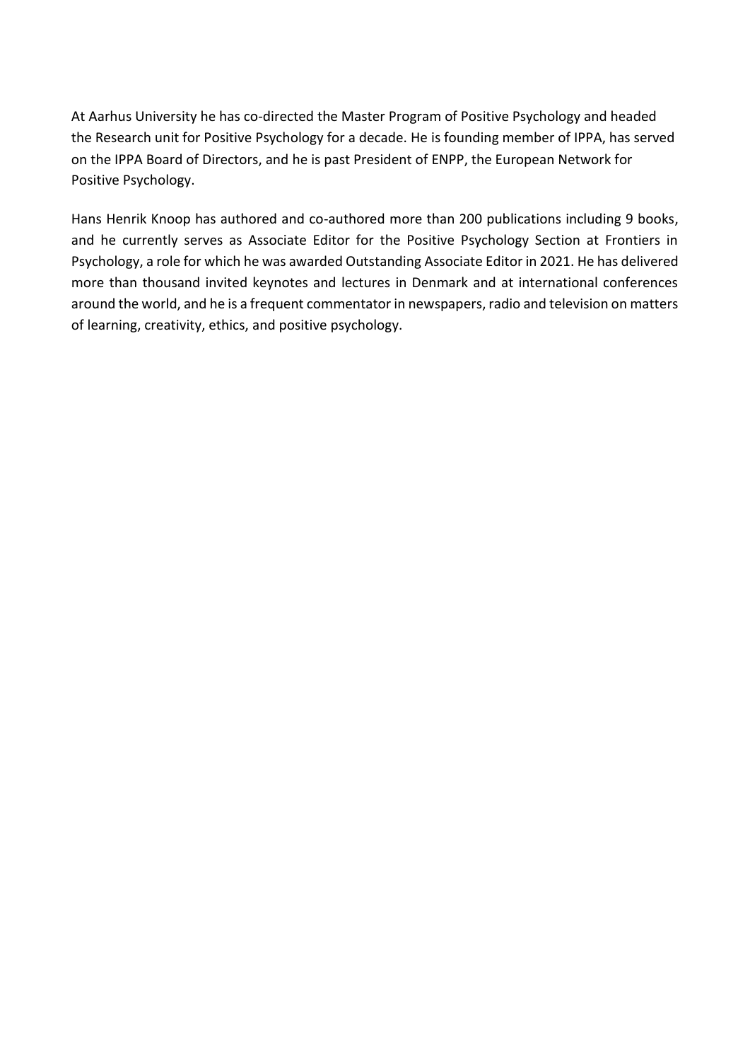At Aarhus University he has co-directed the Master Program of Positive Psychology and headed the Research unit for Positive Psychology for a decade. He is founding member of IPPA, has served on the IPPA Board of Directors, and he is past President of ENPP, the European Network for Positive Psychology.

Hans Henrik Knoop has authored and co-authored more than 200 publications including 9 books, and he currently serves as Associate Editor for the Positive Psychology Section at Frontiers in Psychology, a role for which he was awarded Outstanding Associate Editor in 2021. He has delivered more than thousand invited keynotes and lectures in Denmark and at international conferences around the world, and he is a frequent commentator in newspapers, radio and television on matters of learning, creativity, ethics, and positive psychology.